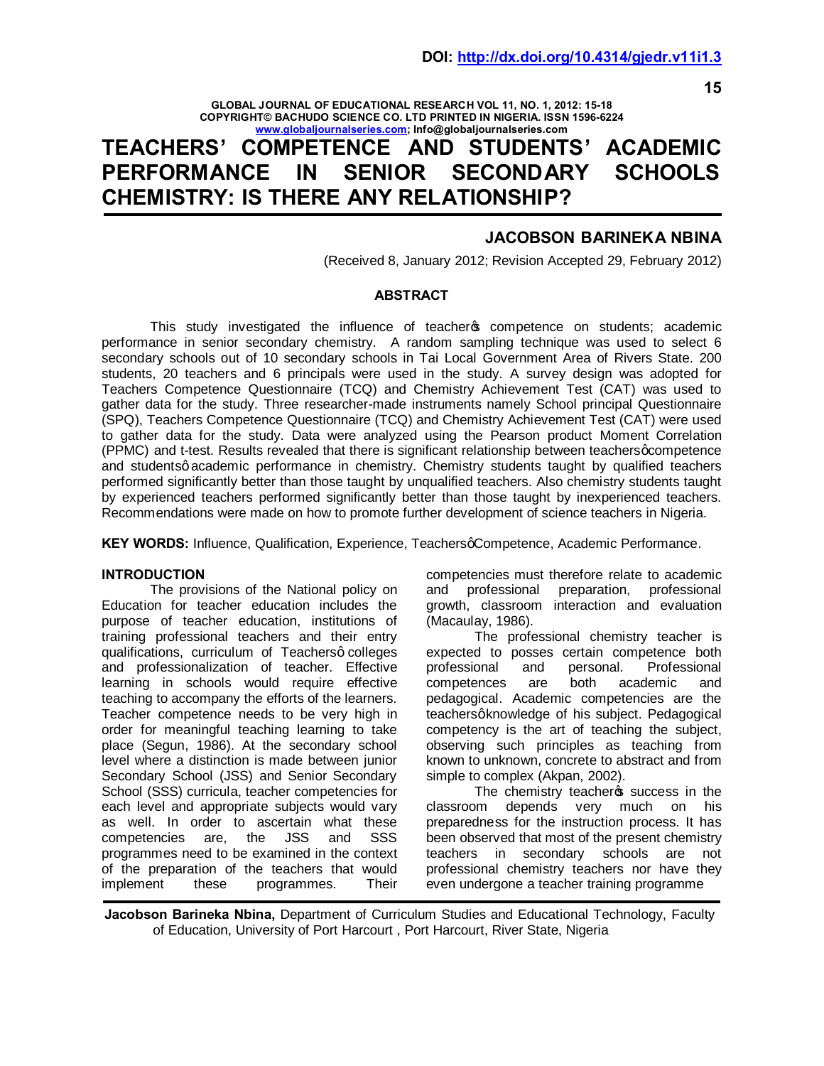DOI: http://dx.doi.org/10.4314/gjedr.v11i1.3

# TEACHERS' COMPETENCE AND STUDENTS' ACADEMIC PERFORMANCE IN SENIOR SECONDARY SCHOOLS CHEMISTRY: IS THERE ANY RELATIONSHIP?

**JACOBSON BARINEKA NBINA**

(Received 8, January 2012; Revision Accepted 29, February 2012)

## ABSTRACT

This study investigated the influence of teacher's competence on students; academic performance in senior secondary chemistry. A random sampling technique was used to select 6 secondary schools out of 10 secondary schools in Tai Local Government Area of Rivers State. 200 students, 20 teachers and 6 principals were used in the study. A survey design was adopted for Teachers Competence Questionnaire (TCQ) and Chemistry Achievement Test (CAT) was used to gather data for the study. Three researcher-made instruments namely School principal Questionnaire (SPQ), Teachers Competence Questionnaire (TCQ) and Chemistry Achievement Test (CAT) were used to gather data for the study. Data were analyzed using the Pearson product Moment Correlation (PPMC) and t-test. Results revealed that there is significant relationship between teachers' competence and students' academic performance in chemistry. Chemistry students taught by qualified teachers performed significantly better than those taught by unqualified teachers. Also chemistry students taught by experienced teachers performed significantly better than those taught by inexperienced teachers. Recommendations were made on how to promote further development of science teachers in Nigeria.

**KEY WORDS:** Influence, Qualification, Experience, Teachers' Competence, Academic Performance.

## INTRODUCTION

The provisions of the National policy on Education for teacher education includes the purpose of teacher education, institutions of training professional teachers and their entry qualifications, curriculum of Teachers' colleges and professionalization of teacher. Effective learning in schools would require effective teaching to accompany the efforts of the learners. Teacher competence needs to be very high in order for meaningful teaching learning to take place (Segun, 1986). At the secondary school level where a distinction is made between junior Secondary School (JSS) and Senior Secondary School (SSS) curricula, teacher competencies for each level and appropriate subjects would vary as well. In order to ascertain what these competencies are, the JSS and SSS programmes need to be examined in the context of the preparation of the teachers that would implement these programmes. Their competencies must therefore relate to academic and professional preparation, professional growth, classroom interaction and evaluation (Macaulay, 1986).

The professional chemistry teacher is expected to posses certain competence both professional and personal. Professional competences are both academic and pedagogical. Academic competencies are the teachers' knowledge of his subject. Pedagogical competency is the art of teaching the subject, observing such principles as teaching from known to unknown, concrete to abstract and from simple to complex (Akpan, 2002).

The chemistry teacher's success in the classroom depends very much on his preparedness for the instruction process. It has been observed that most of the present chemistry teachers in secondary schools are not professional chemistry teachers nor have they even undergone a teacher training programme

**Jacobson Barineka Nbina,** Department of Curriculum Studies and Educational Technology, Faculty of Education, University of Port Harcourt , Port Harcourt, River State, Nigeria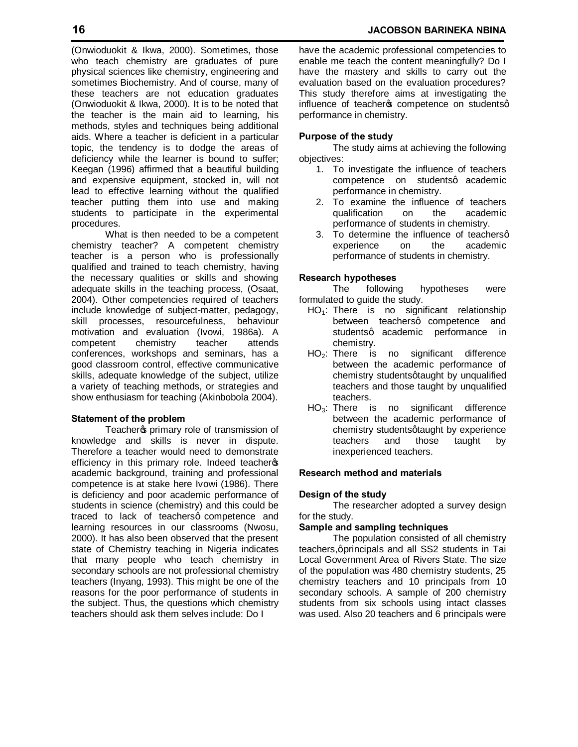(Onwioduokit & Ikwa, 2000). Sometimes, those who teach chemistry are graduates of pure physical sciences like chemistry, engineering and sometimes Biochemistry. And of course, many of these teachers are not education graduates (Onwioduokit & Ikwa, 2000). It is to be noted that the teacher is the main aid to learning, his methods, styles and techniques being additional aids. Where a teacher is deficient in a particular topic, the tendency is to dodge the areas of deficiency while the learner is bound to suffer; Keegan (1996) affirmed that a beautiful building and expensive equipment, stocked in, will not lead to effective learning without the qualified teacher putting them into use and making students to participate in the experimental procedures.

What is then needed to be a competent chemistry teacher? A competent chemistry teacher is a person who is professionally qualified and trained to teach chemistry, having the necessary qualities or skills and showing adequate skills in the teaching process, (Osaat, 2004). Other competencies required of teachers include knowledge of subject-matter, pedagogy, skill processes, resourcefulness, behaviour motivation and evaluation (Ivowi, 1986a). A competent chemistry teacher attends conferences, workshops and seminars, has a good classroom control, effective communicative skills, adequate knowledge of the subject, utilize a variety of teaching methods, or strategies and show enthusiasm for teaching (Akinbobola 2004).

#### Statement of the problem

Teacher's primary role of transmission of knowledge and skills is never in dispute. Therefore a teacher would need to demonstrate efficiency in this primary role. Indeed teacher's academic background, training and professional competence is at stake here Ivowi (1986). There is deficiency and poor academic performance of students in science (chemistry) and this could be traced to lack of teachers' competence and learning resources in our classrooms (Nwosu, 2000). It has also been observed that the present state of Chemistry teaching in Nigeria indicates that many people who teach chemistry in secondary schools are not professional chemistry teachers (Inyang, 1993). This might be one of the reasons for the poor performance of students in the subject. Thus, the questions which chemistry teachers should ask them selves include: Do I have the academic professional competencies to enable me teach the content meaningfully? Do I have the mastery and skills to carry out the evaluation based on the evaluation procedures? This study therefore aims at investigating the influence of teacher's competence on students' performance in chemistry.

#### Purpose of the study

The study aims at achieving the following objectives:

1. To investigate the influence of teachers competence on students' academic performance in chemistry.
2. To examine the influence of teachers qualification on the academic performance of students in chemistry.
3. To determine the influence of teachers' experience on the academic performance of students in chemistry.

#### Research hypotheses

The following hypotheses were formulated to guide the study.

$HO_1$: There is no significant relationship between teachers' competence and students' academic performance in chemistry.

$HO_2$: There is no significant difference between the academic performance of chemistry students' taught by unqualified teachers and those taught by unqualified teachers.

$HO_3$: There is no significant difference between the academic performance of chemistry students' taught by experience teachers and those taught by inexperienced teachers.

### Research method and materials

#### Design of the study

The researcher adopted a survey design for the study.

#### Sample and sampling techniques

The population consisted of all chemistry teachers,' principals and all SS2 students in Tai Local Government Area of Rivers State. The size of the population was 480 chemistry students, 25 chemistry teachers and 10 principals from 10 secondary schools. A sample of 200 chemistry students from six schools using intact classes was used. Also 20 teachers and 6 principals were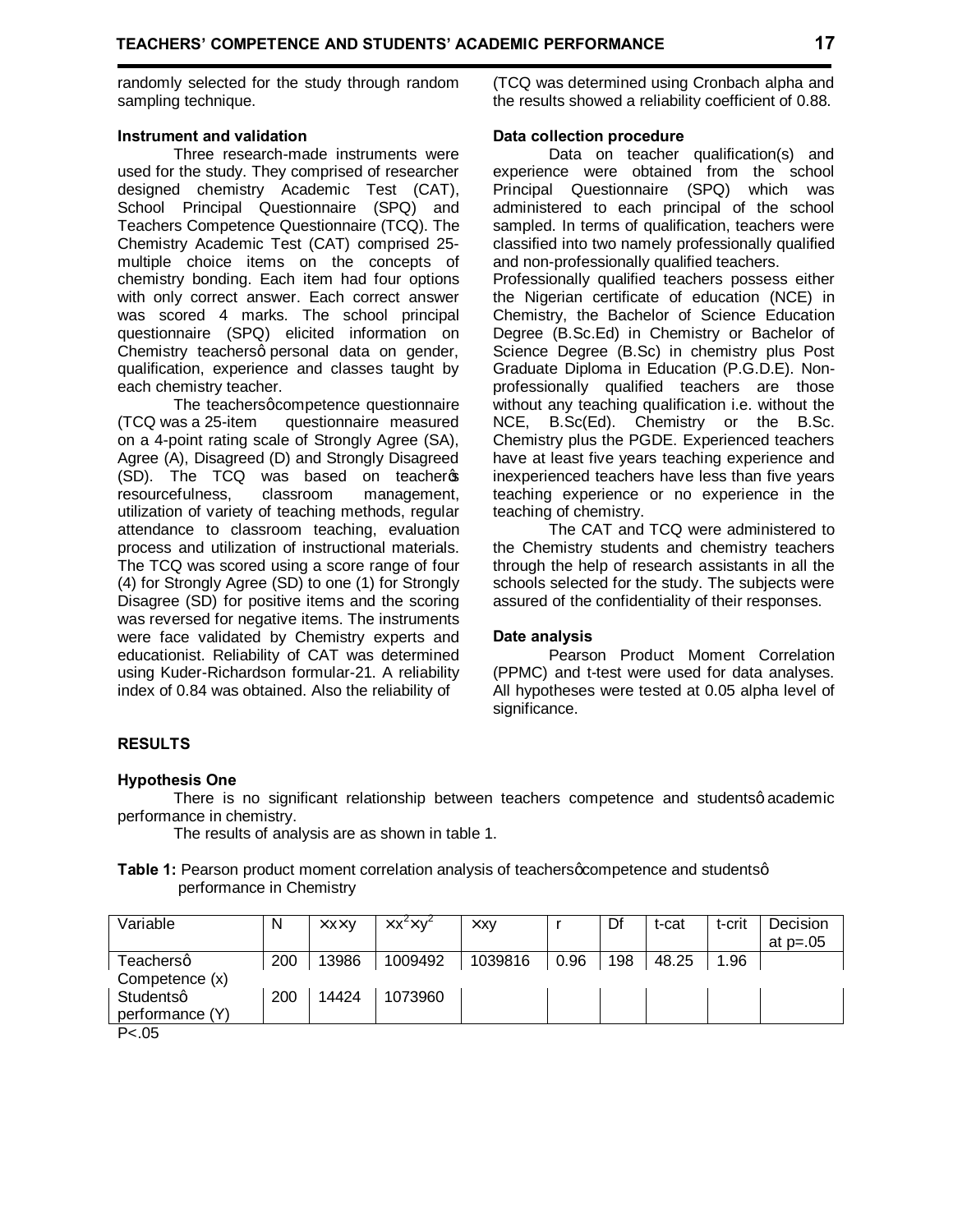randomly selected for the study through random sampling technique.

**Instrument and validation**

Three research-made instruments were used for the study. They comprised of researcher designed chemistry Academic Test (CAT), School Principal Questionnaire (SPQ) and Teachers Competence Questionnaire (TCQ). The Chemistry Academic Test (CAT) comprised 25-multiple choice items on the concepts of chemistry bonding. Each item had four options with only correct answer. Each correct answer was scored 4 marks. The school principal questionnaire (SPQ) elicited information on Chemistry teachersô personal data on gender, qualification, experience and classes taught by each chemistry teacher.

The teachersøcompetence questionnaire (TCQ was a 25-item questionnaire measured on a 4-point rating scale of Strongly Agree (SA), Agree (A), Disagreed (D) and Strongly Disagreed (SD). The TCQ was based on teacherøs resourcefulness, classroom management, utilization of variety of teaching methods, regular attendance to classroom teaching, evaluation process and utilization of instructional materials. The TCQ was scored using a score range of four (4) for Strongly Agree (SD) to one (1) for Strongly Disagree (SD) for positive items and the scoring was reversed for negative items. The instruments were face validated by Chemistry experts and educationist. Reliability of CAT was determined using Kuder-Richardson formular-21. A reliability index of 0.84 was obtained. Also the reliability of (TCQ was determined using Cronbach alpha and the results showed a reliability coefficient of 0.88.

**Data collection procedure**

Data on teacher qualification(s) and experience were obtained from the school Principal Questionnaire (SPQ) which was administered to each principal of the school sampled. In terms of qualification, teachers were classified into two namely professionally qualified and non-professionally qualified teachers.

Professionally qualified teachers possess either the Nigerian certificate of education (NCE) in Chemistry, the Bachelor of Science Education Degree (B.Sc.Ed) in Chemistry or Bachelor of Science Degree (B.Sc) in chemistry plus Post Graduate Diploma in Education (P.G.D.E). Non-professionally qualified teachers are those without any teaching qualification i.e. without the NCE, B.Sc(Ed). Chemistry or the B.Sc. Chemistry plus the PGDE. Experienced teachers have at least five years teaching experience and inexperienced teachers have less than five years teaching experience or no experience in the teaching of chemistry.

The CAT and TCQ were administered to the Chemistry students and chemistry teachers through the help of research assistants in all the schools selected for the study. The subjects were assured of the confidentiality of their responses.

**Date analysis**

Pearson Product Moment Correlation (PPMC) and t-test were used for data analyses. All hypotheses were tested at 0.05 alpha level of significance.

## RESULTS

**Hypothesis One**

There is no significant relationship between teachers competence and studentsô academic performance in chemistry.

The results of analysis are as shown in table 1.

**Table 1:** Pearson product moment correlation analysis of teachersøcompetence and studentsô performance in Chemistry

| Variable | N | ×x×y | $\times x^2 \times y^2$ | ×xy | r | Df | t-cat | t-crit | Decision at p=.05 |
|---|---|---|---|---|---|---|---|---|---|
| Teachersô Competence (x) | 200 | 13986 | 1009492 | 1039816 | 0.96 | 198 | 48.25 | 1.96 | |
| Studentsô performance (Y) | 200 | 14424 | 1073960 | | | | | | |

P<.05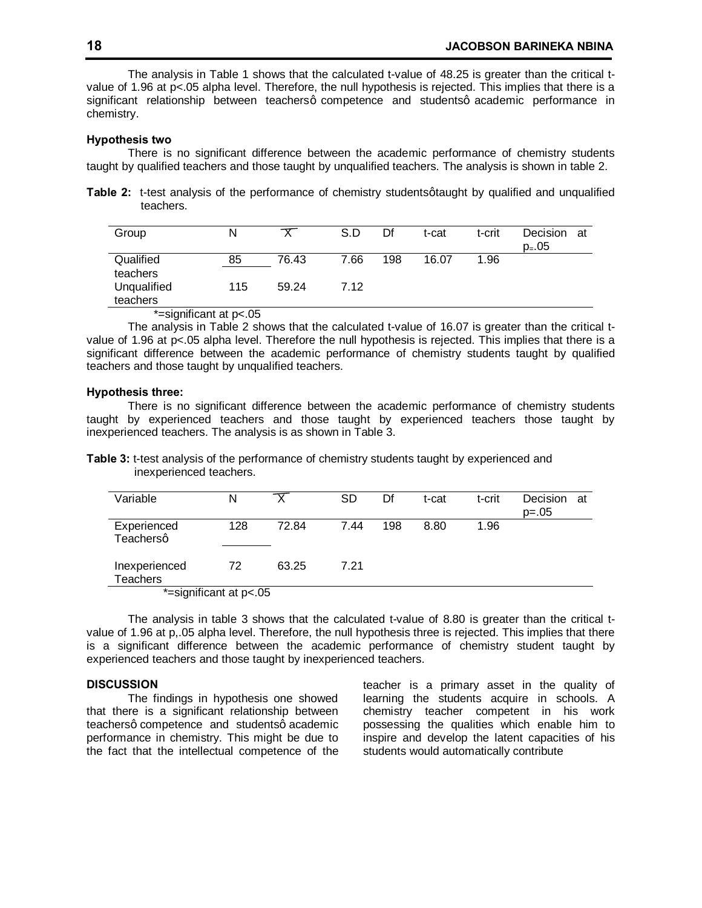The analysis in Table 1 shows that the calculated t-value of 48.25 is greater than the critical t-value of 1.96 at p<.05 alpha level. Therefore, the null hypothesis is rejected. This implies that there is a significant relationship between teachersô competence and studentsô academic performance in chemistry.

**Hypothesis two**

There is no significant difference between the academic performance of chemistry students taught by qualified teachers and those taught by unqualified teachers. The analysis is shown in table 2.

**Table 2:** t-test analysis of the performance of chemistry studentsôtaught by qualified and unqualified teachers.

| Group | N | $\bar{X}$ | S.D | Df | t-cat | t-crit | Decision at p=.05 |
|---|---|---|---|---|---|---|---|
| Qualified teachers | 85 | 76.43 | 7.66 | 198 | 16.07 | 1.96 | |
| Unqualified teachers | 115 | 59.24 | 7.12 | | | | |

*=significant at p<.05

The analysis in Table 2 shows that the calculated t-value of 16.07 is greater than the critical t-value of 1.96 at p<.05 alpha level. Therefore the null hypothesis is rejected. This implies that there is a significant difference between the academic performance of chemistry students taught by qualified teachers and those taught by unqualified teachers.

**Hypothesis three:**

There is no significant difference between the academic performance of chemistry students taught by experienced teachers and those taught by experienced teachers those taught by inexperienced teachers. The analysis is as shown in Table 3.

**Table 3:** t-test analysis of the performance of chemistry students taught by experienced and inexperienced teachers.

| Variable | N | $\bar{X}$ | SD | Df | t-cat | t-crit | Decision at p=.05 |
|---|---|---|---|---|---|---|---|
| Experienced Teachersô | 128 | 72.84 | 7.44 | 198 | 8.80 | 1.96 | |
| Inexperienced Teachers | 72 | 63.25 | 7.21 | | | | |

*=significant at p<.05

The analysis in table 3 shows that the calculated t-value of 8.80 is greater than the critical t-value of 1.96 at p,.05 alpha level. Therefore, the null hypothesis three is rejected. This implies that there is a significant difference between the academic performance of chemistry student taught by experienced teachers and those taught by inexperienced teachers.

## DISCUSSION

The findings in hypothesis one showed that there is a significant relationship between teachersô competence and studentsô academic performance in chemistry. This might be due to the fact that the intellectual competence of the teacher is a primary asset in the quality of learning the students acquire in schools. A chemistry teacher competent in his work possessing the qualities which enable him to inspire and develop the latent capacities of his students would automatically contribute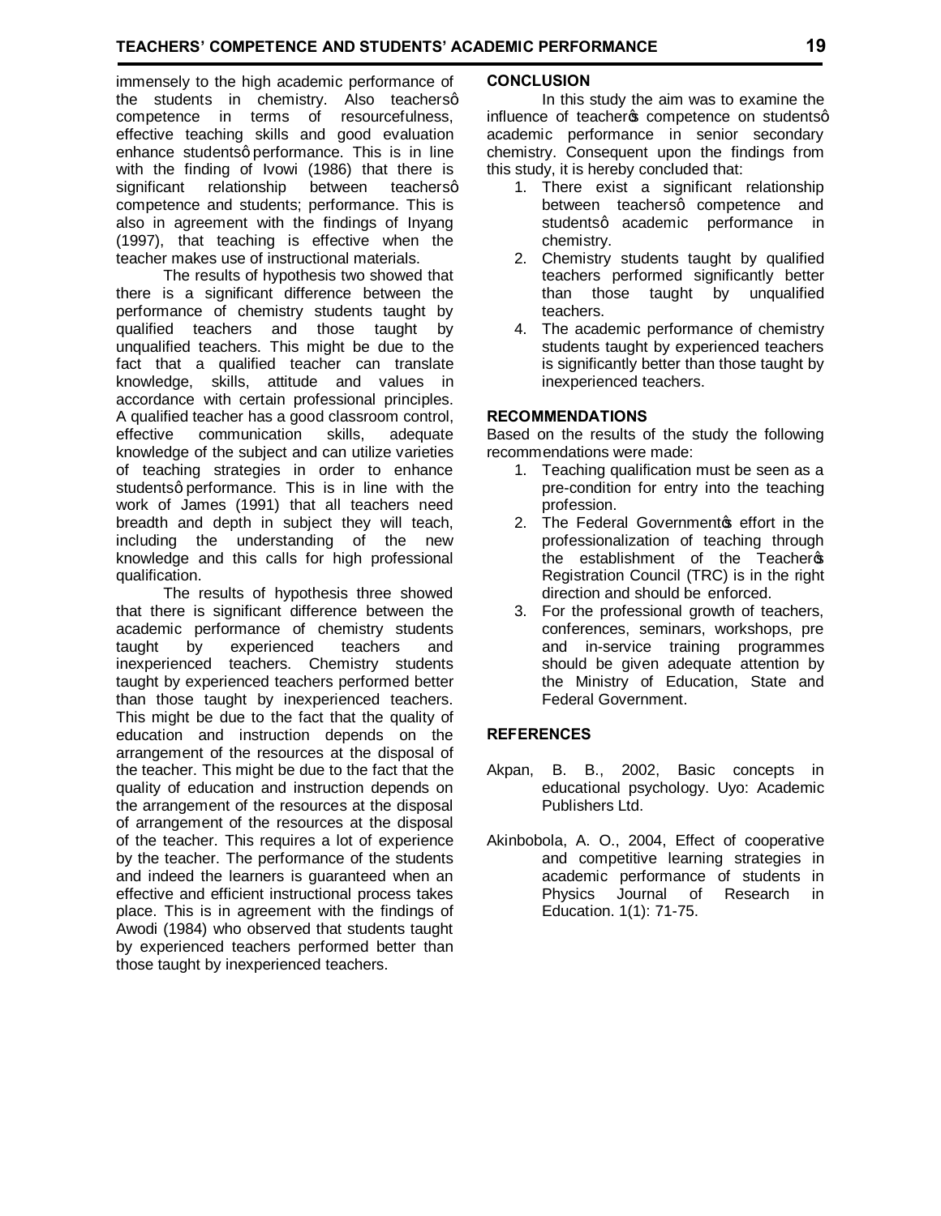immensely to the high academic performance of the students in chemistry. Also teachersô competence in terms of resourcefulness, effective teaching skills and good evaluation enhance studentsô performance. This is in line with the finding of Ivowi (1986) that there is significant relationship between teachersô competence and students; performance. This is also in agreement with the findings of Inyang (1997), that teaching is effective when the teacher makes use of instructional materials.

The results of hypothesis two showed that there is a significant difference between the performance of chemistry students taught by qualified teachers and those taught by unqualified teachers. This might be due to the fact that a qualified teacher can translate knowledge, skills, attitude and values in accordance with certain professional principles. A qualified teacher has a good classroom control, effective communication skills, adequate knowledge of the subject and can utilize varieties of teaching strategies in order to enhance studentsô performance. This is in line with the work of James (1991) that all teachers need breadth and depth in subject they will teach, including the understanding of the new knowledge and this calls for high professional qualification.

The results of hypothesis three showed that there is significant difference between the academic performance of chemistry students taught by experienced teachers and inexperienced teachers. Chemistry students taught by experienced teachers performed better than those taught by inexperienced teachers. This might be due to the fact that the quality of education and instruction depends on the arrangement of the resources at the disposal of the teacher. This might be due to the fact that the quality of education and instruction depends on the arrangement of the resources at the disposal of arrangement of the resources at the disposal of the teacher. This requires a lot of experience by the teacher. The performance of the students and indeed the learners is guaranteed when an effective and efficient instructional process takes place. This is in agreement with the findings of Awodi (1984) who observed that students taught by experienced teachers performed better than those taught by inexperienced teachers.

## CONCLUSION

In this study the aim was to examine the influence of teacher's competence on studentsô academic performance in senior secondary chemistry. Consequent upon the findings from this study, it is hereby concluded that:

1. There exist a significant relationship between teachersô competence and studentsô academic performance in chemistry.
2. Chemistry students taught by qualified teachers performed significantly better than those taught by unqualified teachers.
4. The academic performance of chemistry students taught by experienced teachers is significantly better than those taught by inexperienced teachers.

## RECOMMENDATIONS

Based on the results of the study the following recommendations were made:

1. Teaching qualification must be seen as a pre-condition for entry into the teaching profession.
2. The Federal Government's effort in the professionalization of teaching through the establishment of the Teacher's Registration Council (TRC) is in the right direction and should be enforced.
3. For the professional growth of teachers, conferences, seminars, workshops, pre and in-service training programmes should be given adequate attention by the Ministry of Education, State and Federal Government.

## REFERENCES

Akpan, B. B., 2002, Basic concepts in educational psychology. Uyo: Academic Publishers Ltd.

Akinbobola, A. O., 2004, Effect of cooperative and competitive learning strategies in academic performance of students in Physics Journal of Research in Education. 1(1): 71-75.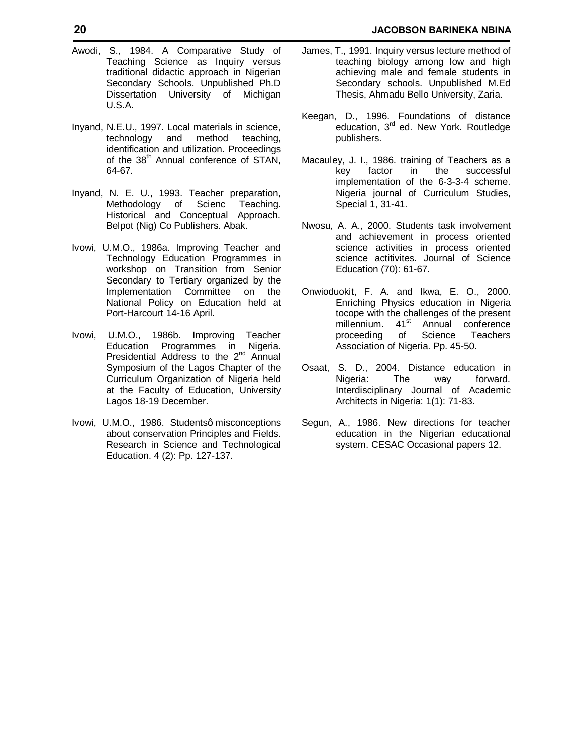Awodi, S., 1984. A Comparative Study of Teaching Science as Inquiry versus traditional didactic approach in Nigerian Secondary Schools. Unpublished Ph.D Dissertation University of Michigan U.S.A.

Inyand, N.E.U., 1997. Local materials in science, technology and method teaching, identification and utilization. Proceedings of the 38th Annual conference of STAN, 64-67.

Inyand, N. E. U., 1993. Teacher preparation, Methodology of Scienc Teaching. Historical and Conceptual Approach. Belpot (Nig) Co Publishers. Abak.

Ivowi, U.M.O., 1986a. Improving Teacher and Technology Education Programmes in workshop on Transition from Senior Secondary to Tertiary organized by the Implementation Committee on the National Policy on Education held at Port-Harcourt 14-16 April.

Ivowi, U.M.O., 1986b. Improving Teacher Education Programmes in Nigeria. Presidential Address to the 2nd Annual Symposium of the Lagos Chapter of the Curriculum Organization of Nigeria held at the Faculty of Education, University Lagos 18-19 December.

Ivowi, U.M.O., 1986. Studentsô misconceptions about conservation Principles and Fields. Research in Science and Technological Education. 4 (2): Pp. 127-137.

James, T., 1991. Inquiry versus lecture method of teaching biology among low and high achieving male and female students in Secondary schools. Unpublished M.Ed Thesis, Ahmadu Bello University, Zaria.

Keegan, D., 1996. Foundations of distance education, 3rd ed. New York. Routledge publishers.

Macauley, J. I., 1986. training of Teachers as a key factor in the successful implementation of the 6-3-3-4 scheme. Nigeria journal of Curriculum Studies, Special 1, 31-41.

Nwosu, A. A., 2000. Students task involvement and achievement in process oriented science activities in process oriented science actitivites. Journal of Science Education (70): 61-67.

Onwioduokit, F. A. and Ikwa, E. O., 2000. Enriching Physics education in Nigeria tocope with the challenges of the present millennium. 41st Annual conference proceeding of Science Teachers Association of Nigeria. Pp. 45-50.

Osaat, S. D., 2004. Distance education in Nigeria: The way forward. Interdisciplinary Journal of Academic Architects in Nigeria: 1(1): 71-83.

Segun, A., 1986. New directions for teacher education in the Nigerian educational system. CESAC Occasional papers 12.